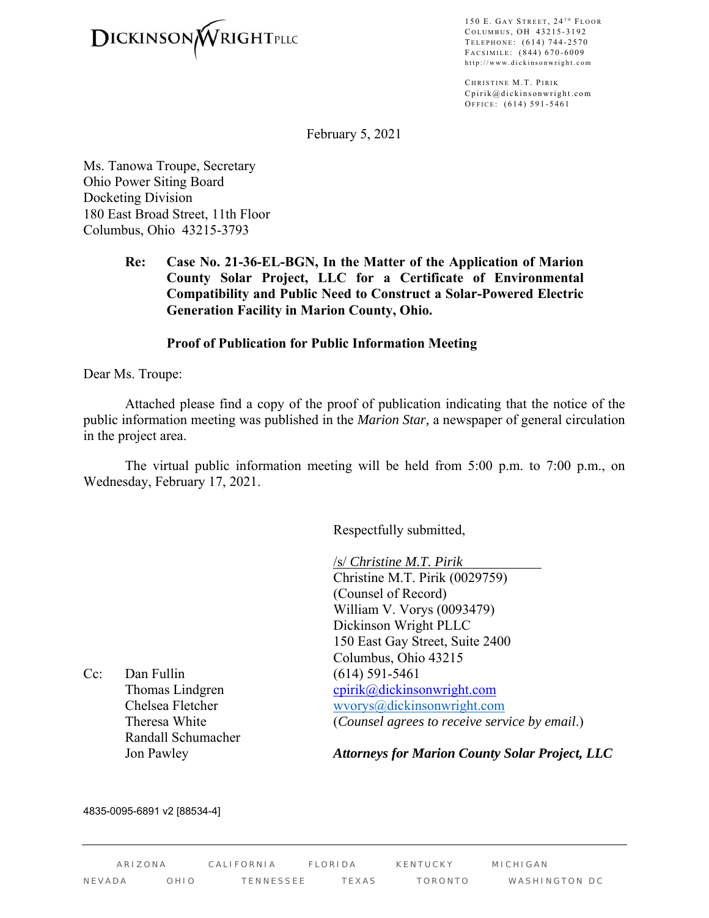DICKINSON WRIGHT PLLC

150 E. Gay Street, 24th Floor
Columbus, OH 43215-3192
Telephone: (614) 744-2570
Facsimile: (844) 670-6009
http://www.dickinsonwright.com

Christine M.T. Pirik
Cpirik@dickinsonwright.com
Office: (614) 591-5461

February 5, 2021

Ms. Tanowa Troupe, Secretary
Ohio Power Siting Board
Docketing Division
180 East Broad Street, 11th Floor
Columbus, Ohio 43215-3793

**Re: Case No. 21-36-EL-BGN, In the Matter of the Application of Marion County Solar Project, LLC for a Certificate of Environmental Compatibility and Public Need to Construct a Solar-Powered Electric Generation Facility in Marion County, Ohio.**

**Proof of Publication for Public Information Meeting**

Dear Ms. Troupe:

Attached please find a copy of the proof of publication indicating that the notice of the public information meeting was published in the *Marion Star,* a newspaper of general circulation in the project area.

The virtual public information meeting will be held from 5:00 p.m. to 7:00 p.m., on Wednesday, February 17, 2021.

Respectfully submitted,

/s/ *Christine M.T. Pirik*
Christine M.T. Pirik (0029759)
(Counsel of Record)
William V. Vorys (0093479)
Dickinson Wright PLLC
150 East Gay Street, Suite 2400
Columbus, Ohio 43215
(614) 591-5461
cpirik@dickinsonwright.com
wvorys@dickinsonwright.com
(*Counsel agrees to receive service by email.*)

***Attorneys for Marion County Solar Project, LLC***

Cc: Dan Fullin
Thomas Lindgren
Chelsea Fletcher
Theresa White
Randall Schumacher
Jon Pawley

4835-0095-6891 v2 [88534-4]

ARIZONA CALIFORNIA FLORIDA KENTUCKY MICHIGAN
NEVADA OHIO TENNESSEE TEXAS TORONTO WASHINGTON DC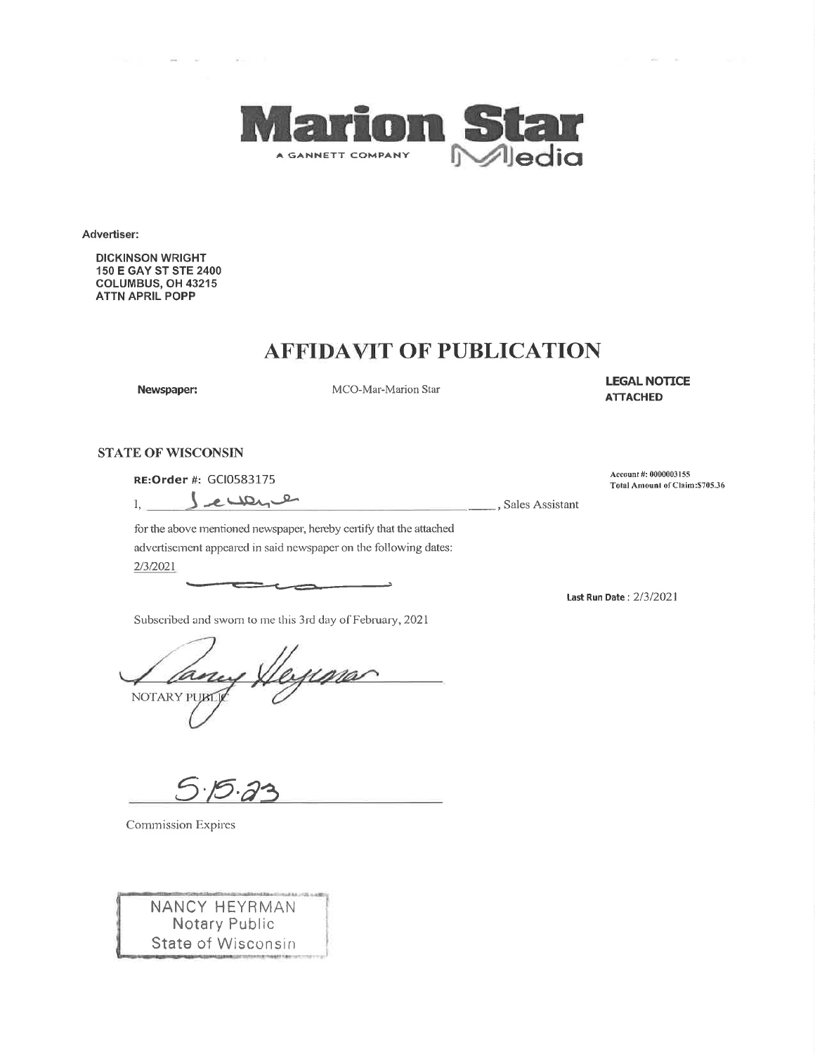**Marion Star Media**

A GANNETT COMPANY

**Advertiser:**

**DICKINSON WRIGHT**
**150 E GAY ST STE 2400**
**COLUMBUS, OH 43215**
**ATTN APRIL POPP**

# AFFIDAVIT OF PUBLICATION

**Newspaper:** MCO-Mar-Marion Star

**LEGAL NOTICE ATTACHED**

**STATE OF WISCONSIN**

**RE:Order #:** GCI0583175

Account #: 0000003155
Total Amount of Claim:$705.36

I, ____________________, Sales Assistant

for the above mentioned newspaper, hereby certify that the attached advertisement appeared in said newspaper on the following dates:

2/3/2021

**Last Run Date** : 2/3/2021

Subscribed and sworn to me this 3rd day of February, 2021

NOTARY PUBLIC

5.15.23

Commission Expires

NANCY HEYRMAN
Notary Public
State of Wisconsin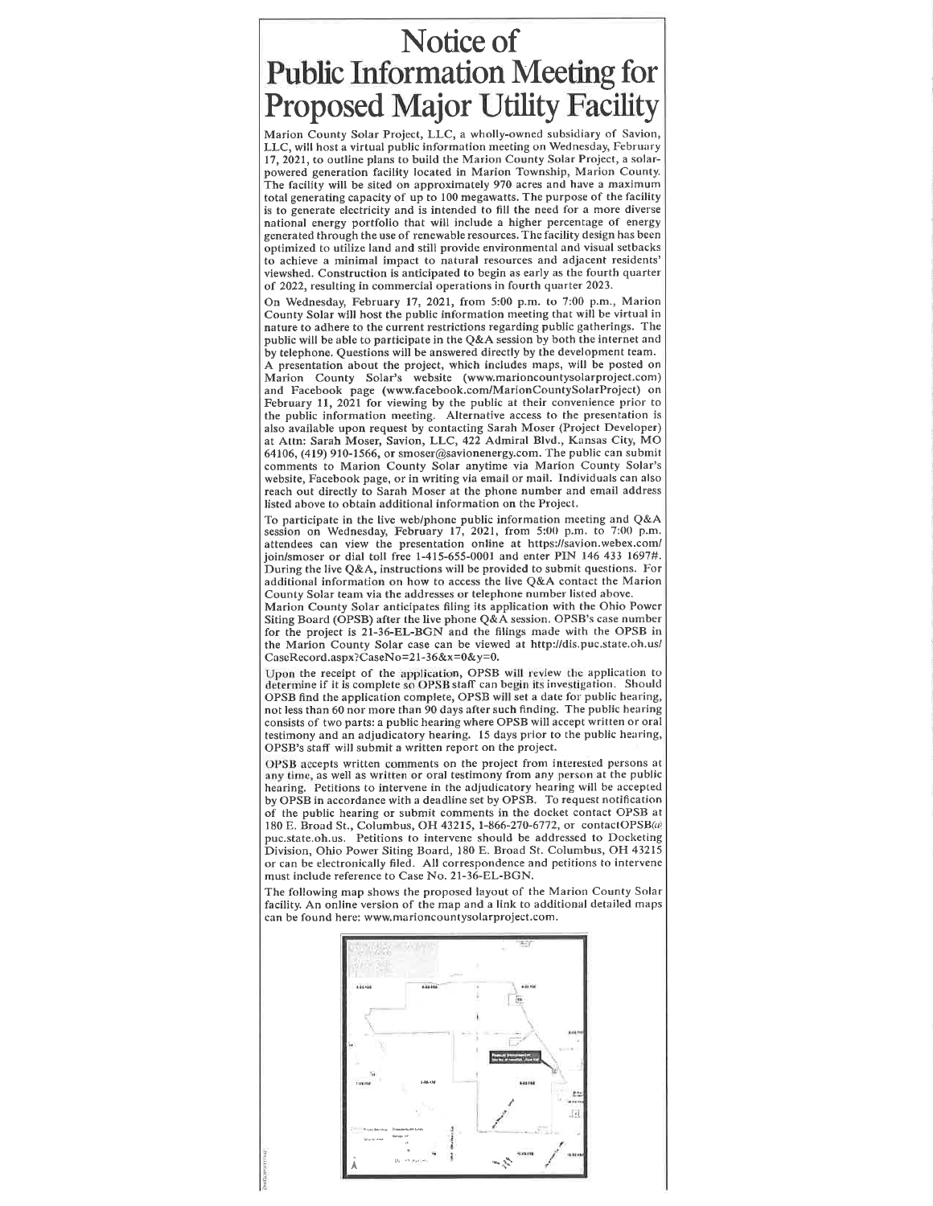# Notice of Public Information Meeting for Proposed Major Utility Facility

Marion County Solar Project, LLC, a wholly-owned subsidiary of Savion, LLC, will host a virtual public information meeting on Wednesday, February 17, 2021, to outline plans to build the Marion County Solar Project, a solar-powered generation facility located in Marion Township, Marion County. The facility will be sited on approximately 970 acres and have a maximum total generating capacity of up to 100 megawatts. The purpose of the facility is to generate electricity and is intended to fill the need for a more diverse national energy portfolio that will include a higher percentage of energy generated through the use of renewable resources. The facility design has been optimized to utilize land and still provide environmental and visual setbacks to achieve a minimal impact to natural resources and adjacent residents' viewshed. Construction is anticipated to begin as early as the fourth quarter of 2022, resulting in commercial operations in fourth quarter 2023.

On Wednesday, February 17, 2021, from 5:00 p.m. to 7:00 p.m., Marion County Solar will host the public information meeting that will be virtual in nature to adhere to the current restrictions regarding public gatherings. The public will be able to participate in the Q&A session by both the internet and by telephone. Questions will be answered directly by the development team.

A presentation about the project, which includes maps, will be posted on Marion County Solar's website (www.marioncountysolarproject.com) and Facebook page (www.facebook.com/MarionCountySolarProject) on February 11, 2021 for viewing by the public at their convenience prior to the public information meeting. Alternative access to the presentation is also available upon request by contacting Sarah Moser (Project Developer) at Attn: Sarah Moser, Savion, LLC, 422 Admiral Blvd., Kansas City, MO 64106, (419) 910-1566, or smoser@savionenergy.com. The public can submit comments to Marion County Solar anytime via Marion County Solar's website, Facebook page, or in writing via email or mail. Individuals can also reach out directly to Sarah Moser at the phone number and email address listed above to obtain additional information on the Project.

To participate in the live web/phone public information meeting and Q&A session on Wednesday, February 17, 2021, from 5:00 p.m. to 7:00 p.m. attendees can view the presentation online at https://savion.webex.com/join/smoser or dial toll free 1-415-655-0001 and enter PIN 146 433 1697#. During the live Q&A, instructions will be provided to submit questions. For additional information on how to access the live Q&A contact the Marion County Solar team via the addresses or telephone number listed above.

Marion County Solar anticipates filing its application with the Ohio Power Siting Board (OPSB) after the live phone Q&A session. OPSB's case number for the project is 21-36-EL-BGN and the filings made with the OPSB in the Marion County Solar case can be viewed at http://dis.puc.state.oh.us/CaseRecord.aspx?CaseNo=21-36&x=0&y=0.

Upon the receipt of the application, OPSB will review the application to determine if it is complete so OPSB staff can begin its investigation. Should OPSB find the application complete, OPSB will set a date for public hearing, not less than 60 nor more than 90 days after such finding. The public hearing consists of two parts: a public hearing where OPSB will accept written or oral testimony and an adjudicatory hearing. 15 days prior to the public hearing, OPSB's staff will submit a written report on the project.

OPSB accepts written comments on the project from interested persons at any time, as well as written or oral testimony from any person at the public hearing. Petitions to intervene in the adjudicatory hearing will be accepted by OPSB in accordance with a deadline set by OPSB. To request notification of the public hearing or submit comments in the docket contact OPSB at 180 E. Broad St., Columbus, OH 43215, 1-866-270-6772, or contactOPSB@puc.state.oh.us. Petitions to intervene should be addressed to Docketing Division, Ohio Power Siting Board, 180 E. Broad St. Columbus, OH 43215 or can be electronically filed. All correspondence and petitions to intervene must include reference to Case No. 21-36-EL-BGN.

The following map shows the proposed layout of the Marion County Solar facility. An online version of the map and a link to additional detailed maps can be found here: www.marioncountysolarproject.com.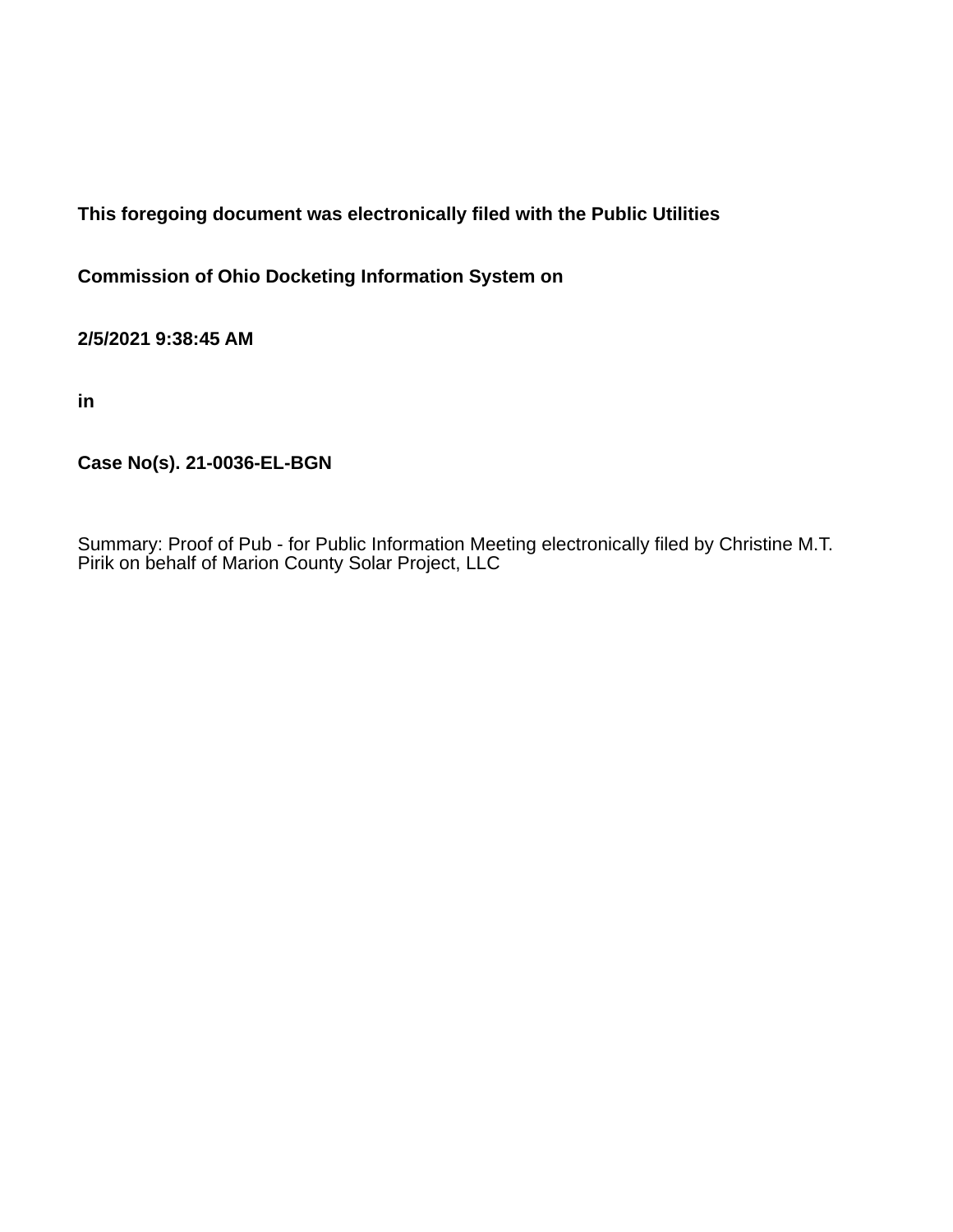**This foregoing document was electronically filed with the Public Utilities**

**Commission of Ohio Docketing Information System on**

**2/5/2021 9:38:45 AM**

**in**

**Case No(s). 21-0036-EL-BGN**

Summary: Proof of Pub - for Public Information Meeting electronically filed by Christine M.T. Pirik on behalf of Marion County Solar Project, LLC